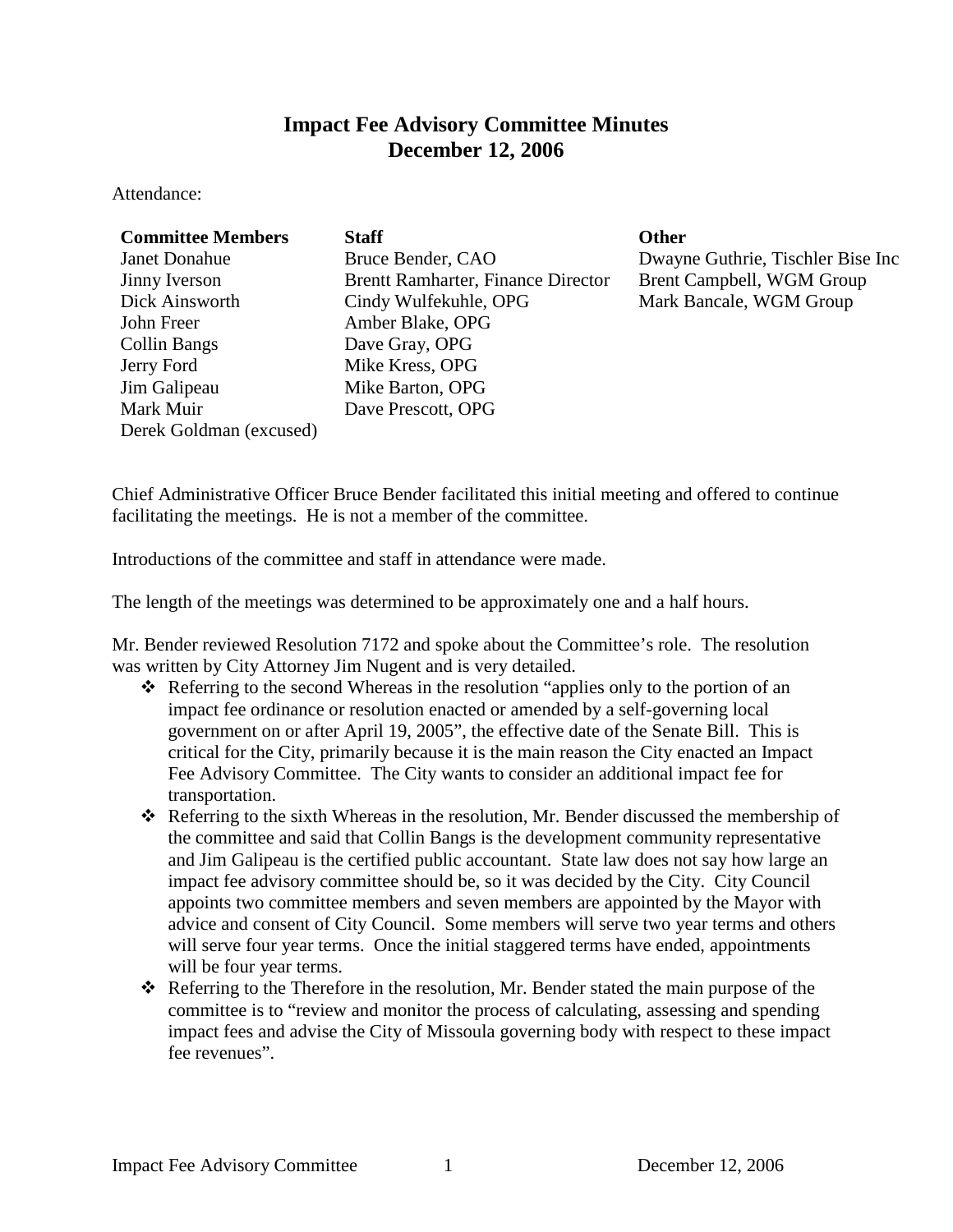# Impact Fee Advisory Committee Minutes
## December 12, 2006

Attendance:

| Committee Members | Staff | Other |
|---|---|---|
| Janet Donahue | Bruce Bender, CAO | Dwayne Guthrie, Tischler Bise Inc |
| Jinny Iverson | Brentt Ramharter, Finance Director | Brent Campbell, WGM Group |
| Dick Ainsworth | Cindy Wulfekuhle, OPG | Mark Bancale, WGM Group |
| John Freer | Amber Blake, OPG | |
| Collin Bangs | Dave Gray, OPG | |
| Jerry Ford | Mike Kress, OPG | |
| Jim Galipeau | Mike Barton, OPG | |
| Mark Muir | Dave Prescott, OPG | |
| Derek Goldman (excused) | | |

Chief Administrative Officer Bruce Bender facilitated this initial meeting and offered to continue facilitating the meetings. He is not a member of the committee.

Introductions of the committee and staff in attendance were made.

The length of the meetings was determined to be approximately one and a half hours.

Mr. Bender reviewed Resolution 7172 and spoke about the Committee's role. The resolution was written by City Attorney Jim Nugent and is very detailed.

- Referring to the second Whereas in the resolution "applies only to the portion of an impact fee ordinance or resolution enacted or amended by a self-governing local government on or after April 19, 2005", the effective date of the Senate Bill. This is critical for the City, primarily because it is the main reason the City enacted an Impact Fee Advisory Committee. The City wants to consider an additional impact fee for transportation.
- Referring to the sixth Whereas in the resolution, Mr. Bender discussed the membership of the committee and said that Collin Bangs is the development community representative and Jim Galipeau is the certified public accountant. State law does not say how large an impact fee advisory committee should be, so it was decided by the City. City Council appoints two committee members and seven members are appointed by the Mayor with advice and consent of City Council. Some members will serve two year terms and others will serve four year terms. Once the initial staggered terms have ended, appointments will be four year terms.
- Referring to the Therefore in the resolution, Mr. Bender stated the main purpose of the committee is to "review and monitor the process of calculating, assessing and spending impact fees and advise the City of Missoula governing body with respect to these impact fee revenues".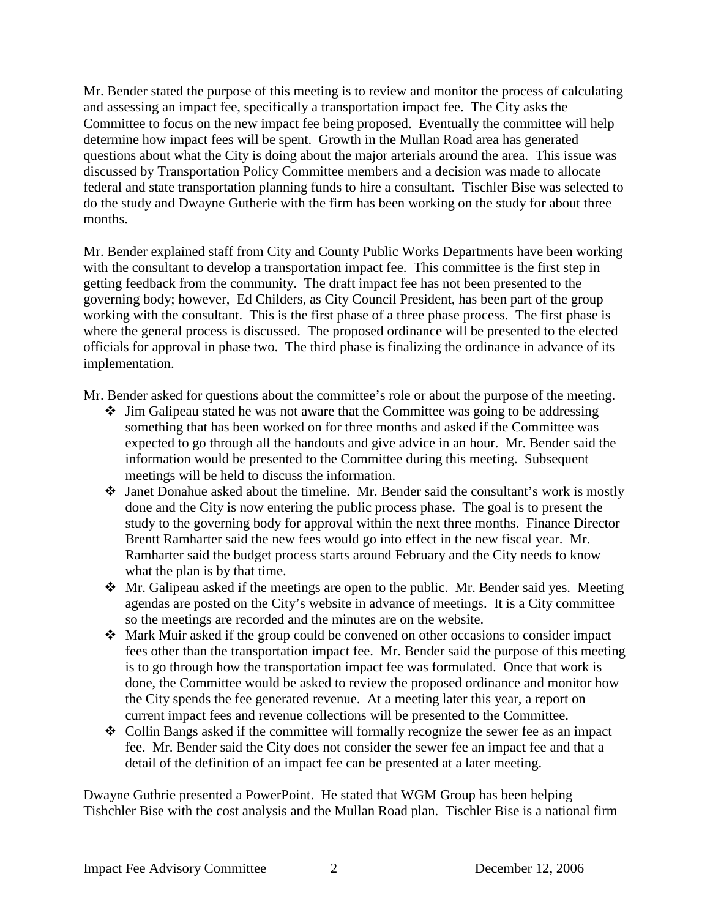Mr. Bender stated the purpose of this meeting is to review and monitor the process of calculating and assessing an impact fee, specifically a transportation impact fee. The City asks the Committee to focus on the new impact fee being proposed. Eventually the committee will help determine how impact fees will be spent. Growth in the Mullan Road area has generated questions about what the City is doing about the major arterials around the area. This issue was discussed by Transportation Policy Committee members and a decision was made to allocate federal and state transportation planning funds to hire a consultant. Tischler Bise was selected to do the study and Dwayne Gutherie with the firm has been working on the study for about three months.

Mr. Bender explained staff from City and County Public Works Departments have been working with the consultant to develop a transportation impact fee. This committee is the first step in getting feedback from the community. The draft impact fee has not been presented to the governing body; however, Ed Childers, as City Council President, has been part of the group working with the consultant. This is the first phase of a three phase process. The first phase is where the general process is discussed. The proposed ordinance will be presented to the elected officials for approval in phase two. The third phase is finalizing the ordinance in advance of its implementation.

Mr. Bender asked for questions about the committee's role or about the purpose of the meeting.

- Jim Galipeau stated he was not aware that the Committee was going to be addressing something that has been worked on for three months and asked if the Committee was expected to go through all the handouts and give advice in an hour. Mr. Bender said the information would be presented to the Committee during this meeting. Subsequent meetings will be held to discuss the information.
- Janet Donahue asked about the timeline. Mr. Bender said the consultant's work is mostly done and the City is now entering the public process phase. The goal is to present the study to the governing body for approval within the next three months. Finance Director Brentt Ramharter said the new fees would go into effect in the new fiscal year. Mr. Ramharter said the budget process starts around February and the City needs to know what the plan is by that time.
- Mr. Galipeau asked if the meetings are open to the public. Mr. Bender said yes. Meeting agendas are posted on the City's website in advance of meetings. It is a City committee so the meetings are recorded and the minutes are on the website.
- Mark Muir asked if the group could be convened on other occasions to consider impact fees other than the transportation impact fee. Mr. Bender said the purpose of this meeting is to go through how the transportation impact fee was formulated. Once that work is done, the Committee would be asked to review the proposed ordinance and monitor how the City spends the fee generated revenue. At a meeting later this year, a report on current impact fees and revenue collections will be presented to the Committee.
- Collin Bangs asked if the committee will formally recognize the sewer fee as an impact fee. Mr. Bender said the City does not consider the sewer fee an impact fee and that a detail of the definition of an impact fee can be presented at a later meeting.

Dwayne Guthrie presented a PowerPoint. He stated that WGM Group has been helping Tishchler Bise with the cost analysis and the Mullan Road plan. Tischler Bise is a national firm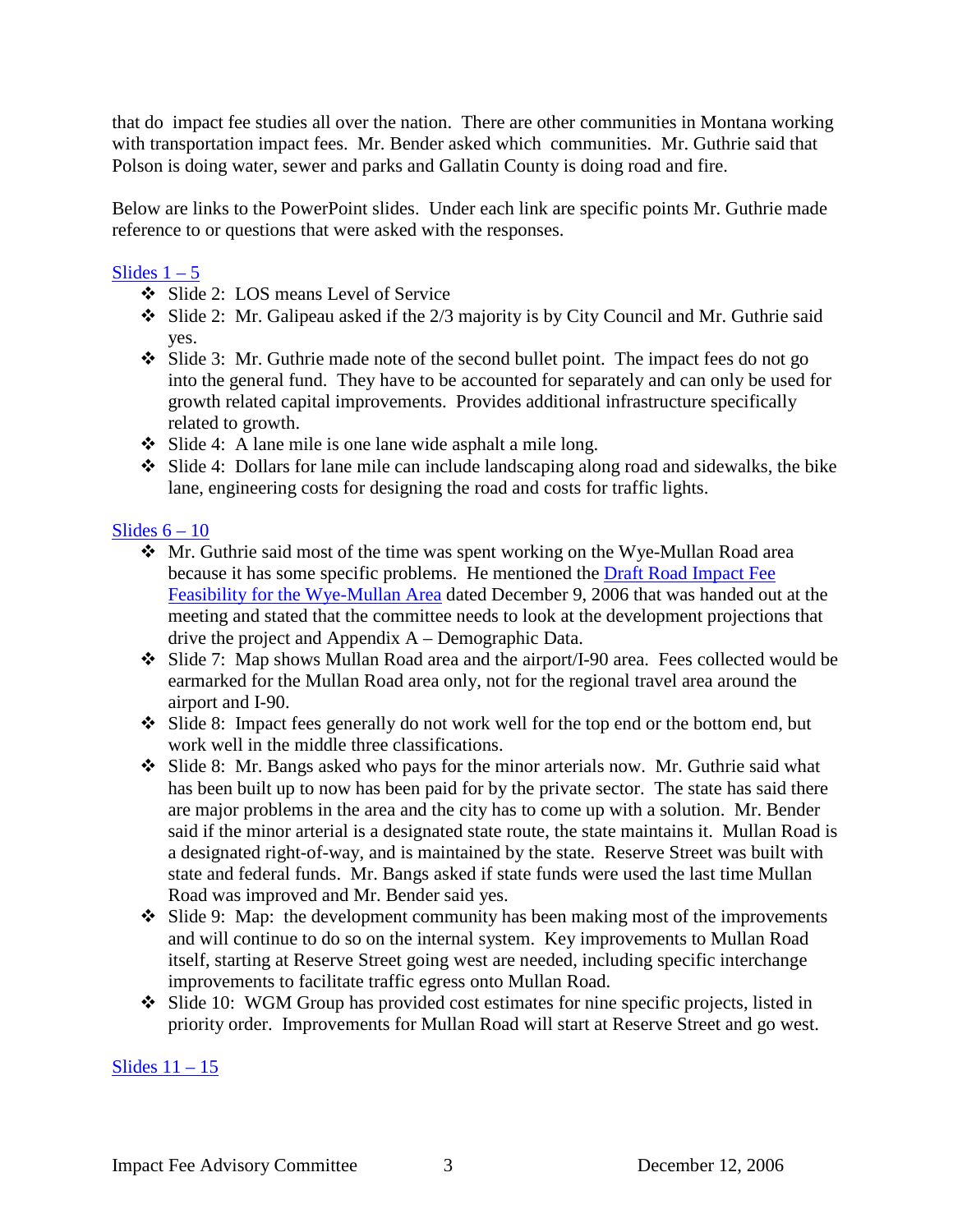that do impact fee studies all over the nation. There are other communities in Montana working with transportation impact fees. Mr. Bender asked which communities. Mr. Guthrie said that Polson is doing water, sewer and parks and Gallatin County is doing road and fire.

Below are links to the PowerPoint slides. Under each link are specific points Mr. Guthrie made reference to or questions that were asked with the responses.

Slides 1 – 5

- Slide 2: LOS means Level of Service
- Slide 2: Mr. Galipeau asked if the 2/3 majority is by City Council and Mr. Guthrie said yes.
- Slide 3: Mr. Guthrie made note of the second bullet point. The impact fees do not go into the general fund. They have to be accounted for separately and can only be used for growth related capital improvements. Provides additional infrastructure specifically related to growth.
- Slide 4: A lane mile is one lane wide asphalt a mile long.
- Slide 4: Dollars for lane mile can include landscaping along road and sidewalks, the bike lane, engineering costs for designing the road and costs for traffic lights.

Slides 6 – 10

- Mr. Guthrie said most of the time was spent working on the Wye-Mullan Road area because it has some specific problems. He mentioned the Draft Road Impact Fee Feasibility for the Wye-Mullan Area dated December 9, 2006 that was handed out at the meeting and stated that the committee needs to look at the development projections that drive the project and Appendix A – Demographic Data.
- Slide 7: Map shows Mullan Road area and the airport/I-90 area. Fees collected would be earmarked for the Mullan Road area only, not for the regional travel area around the airport and I-90.
- Slide 8: Impact fees generally do not work well for the top end or the bottom end, but work well in the middle three classifications.
- Slide 8: Mr. Bangs asked who pays for the minor arterials now. Mr. Guthrie said what has been built up to now has been paid for by the private sector. The state has said there are major problems in the area and the city has to come up with a solution. Mr. Bender said if the minor arterial is a designated state route, the state maintains it. Mullan Road is a designated right-of-way, and is maintained by the state. Reserve Street was built with state and federal funds. Mr. Bangs asked if state funds were used the last time Mullan Road was improved and Mr. Bender said yes.
- Slide 9: Map: the development community has been making most of the improvements and will continue to do so on the internal system. Key improvements to Mullan Road itself, starting at Reserve Street going west are needed, including specific interchange improvements to facilitate traffic egress onto Mullan Road.
- Slide 10: WGM Group has provided cost estimates for nine specific projects, listed in priority order. Improvements for Mullan Road will start at Reserve Street and go west.

Slides 11 – 15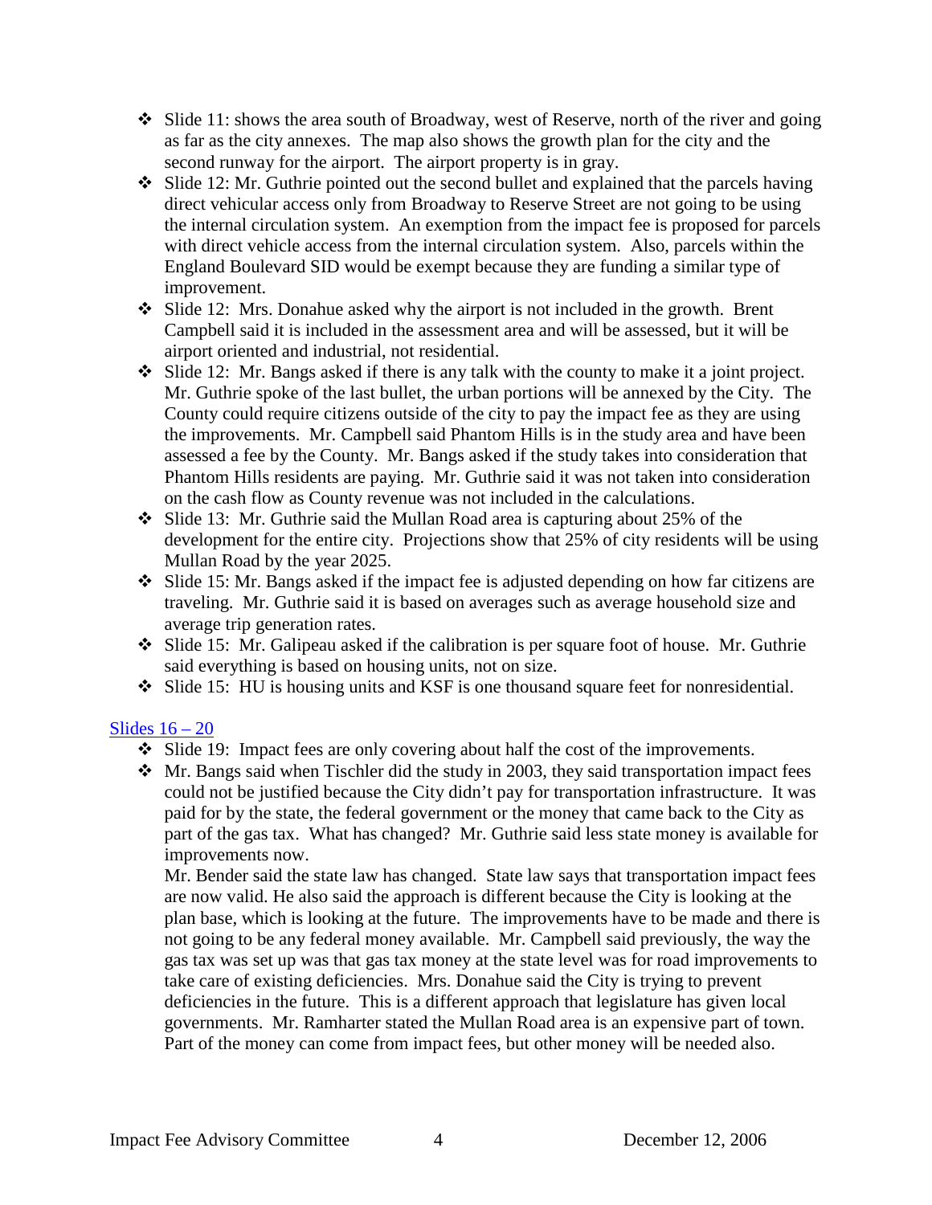- Slide 11: shows the area south of Broadway, west of Reserve, north of the river and going as far as the city annexes. The map also shows the growth plan for the city and the second runway for the airport. The airport property is in gray.
- Slide 12: Mr. Guthrie pointed out the second bullet and explained that the parcels having direct vehicular access only from Broadway to Reserve Street are not going to be using the internal circulation system. An exemption from the impact fee is proposed for parcels with direct vehicle access from the internal circulation system. Also, parcels within the England Boulevard SID would be exempt because they are funding a similar type of improvement.
- Slide 12: Mrs. Donahue asked why the airport is not included in the growth. Brent Campbell said it is included in the assessment area and will be assessed, but it will be airport oriented and industrial, not residential.
- Slide 12: Mr. Bangs asked if there is any talk with the county to make it a joint project. Mr. Guthrie spoke of the last bullet, the urban portions will be annexed by the City. The County could require citizens outside of the city to pay the impact fee as they are using the improvements. Mr. Campbell said Phantom Hills is in the study area and have been assessed a fee by the County. Mr. Bangs asked if the study takes into consideration that Phantom Hills residents are paying. Mr. Guthrie said it was not taken into consideration on the cash flow as County revenue was not included in the calculations.
- Slide 13: Mr. Guthrie said the Mullan Road area is capturing about 25% of the development for the entire city. Projections show that 25% of city residents will be using Mullan Road by the year 2025.
- Slide 15: Mr. Bangs asked if the impact fee is adjusted depending on how far citizens are traveling. Mr. Guthrie said it is based on averages such as average household size and average trip generation rates.
- Slide 15: Mr. Galipeau asked if the calibration is per square foot of house. Mr. Guthrie said everything is based on housing units, not on size.
- Slide 15: HU is housing units and KSF is one thousand square feet for nonresidential.

[Slides 16 – 20]

- Slide 19: Impact fees are only covering about half the cost of the improvements.
- Mr. Bangs said when Tischler did the study in 2003, they said transportation impact fees could not be justified because the City didn't pay for transportation infrastructure. It was paid for by the state, the federal government or the money that came back to the City as part of the gas tax. What has changed? Mr. Guthrie said less state money is available for improvements now.

  Mr. Bender said the state law has changed. State law says that transportation impact fees are now valid. He also said the approach is different because the City is looking at the plan base, which is looking at the future. The improvements have to be made and there is not going to be any federal money available. Mr. Campbell said previously, the way the gas tax was set up was that gas tax money at the state level was for road improvements to take care of existing deficiencies. Mrs. Donahue said the City is trying to prevent deficiencies in the future. This is a different approach that legislature has given local governments. Mr. Ramharter stated the Mullan Road area is an expensive part of town. Part of the money can come from impact fees, but other money will be needed also.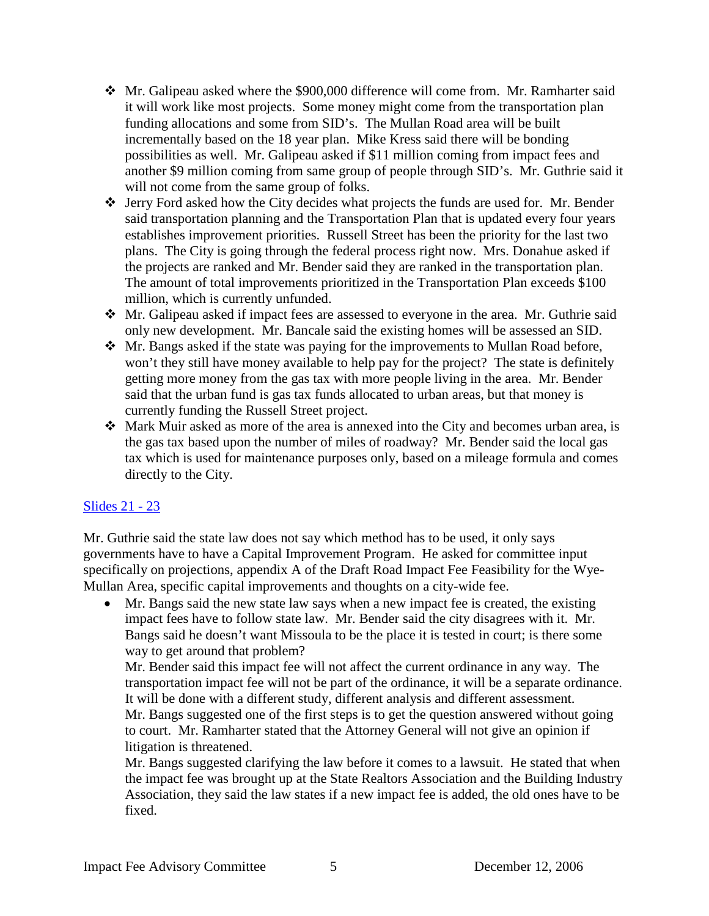- Mr. Galipeau asked where the $900,000 difference will come from. Mr. Ramharter said it will work like most projects. Some money might come from the transportation plan funding allocations and some from SID's. The Mullan Road area will be built incrementally based on the 18 year plan. Mike Kress said there will be bonding possibilities as well. Mr. Galipeau asked if $11 million coming from impact fees and another $9 million coming from same group of people through SID's. Mr. Guthrie said it will not come from the same group of folks.
- Jerry Ford asked how the City decides what projects the funds are used for. Mr. Bender said transportation planning and the Transportation Plan that is updated every four years establishes improvement priorities. Russell Street has been the priority for the last two plans. The City is going through the federal process right now. Mrs. Donahue asked if the projects are ranked and Mr. Bender said they are ranked in the transportation plan. The amount of total improvements prioritized in the Transportation Plan exceeds $100 million, which is currently unfunded.
- Mr. Galipeau asked if impact fees are assessed to everyone in the area. Mr. Guthrie said only new development. Mr. Bancale said the existing homes will be assessed an SID.
- Mr. Bangs asked if the state was paying for the improvements to Mullan Road before, won't they still have money available to help pay for the project? The state is definitely getting more money from the gas tax with more people living in the area. Mr. Bender said that the urban fund is gas tax funds allocated to urban areas, but that money is currently funding the Russell Street project.
- Mark Muir asked as more of the area is annexed into the City and becomes urban area, is the gas tax based upon the number of miles of roadway? Mr. Bender said the local gas tax which is used for maintenance purposes only, based on a mileage formula and comes directly to the City.

[Slides 21 - 23]

Mr. Guthrie said the state law does not say which method has to be used, it only says governments have to have a Capital Improvement Program. He asked for committee input specifically on projections, appendix A of the Draft Road Impact Fee Feasibility for the Wye-Mullan Area, specific capital improvements and thoughts on a city-wide fee.

- Mr. Bangs said the new state law says when a new impact fee is created, the existing impact fees have to follow state law. Mr. Bender said the city disagrees with it. Mr. Bangs said he doesn't want Missoula to be the place it is tested in court; is there some way to get around that problem?

  Mr. Bender said this impact fee will not affect the current ordinance in any way. The transportation impact fee will not be part of the ordinance, it will be a separate ordinance. It will be done with a different study, different analysis and different assessment.

  Mr. Bangs suggested one of the first steps is to get the question answered without going to court. Mr. Ramharter stated that the Attorney General will not give an opinion if litigation is threatened.

  Mr. Bangs suggested clarifying the law before it comes to a lawsuit. He stated that when the impact fee was brought up at the State Realtors Association and the Building Industry Association, they said the law states if a new impact fee is added, the old ones have to be fixed.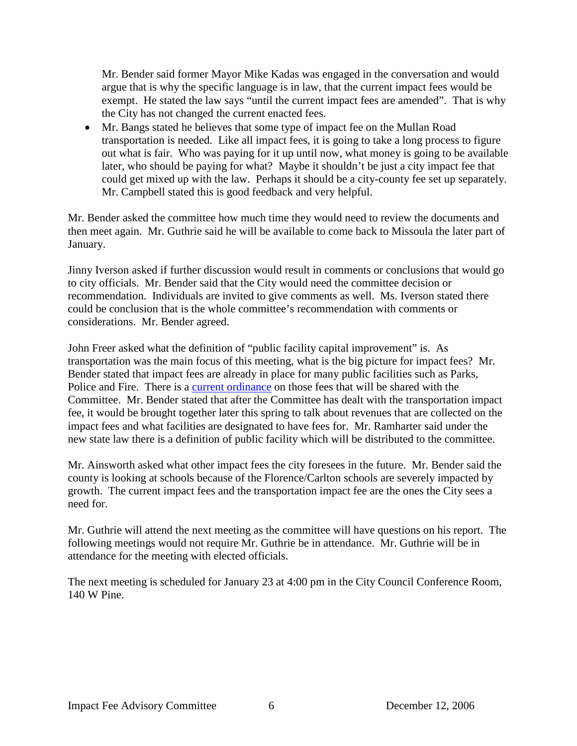Mr. Bender said former Mayor Mike Kadas was engaged in the conversation and would argue that is why the specific language is in law, that the current impact fees would be exempt. He stated the law says "until the current impact fees are amended". That is why the City has not changed the current enacted fees.

- Mr. Bangs stated he believes that some type of impact fee on the Mullan Road transportation is needed. Like all impact fees, it is going to take a long process to figure out what is fair. Who was paying for it up until now, what money is going to be available later, who should be paying for what? Maybe it shouldn't be just a city impact fee that could get mixed up with the law. Perhaps it should be a city-county fee set up separately. Mr. Campbell stated this is good feedback and very helpful.

Mr. Bender asked the committee how much time they would need to review the documents and then meet again. Mr. Guthrie said he will be available to come back to Missoula the later part of January.

Jinny Iverson asked if further discussion would result in comments or conclusions that would go to city officials. Mr. Bender said that the City would need the committee decision or recommendation. Individuals are invited to give comments as well. Ms. Iverson stated there could be conclusion that is the whole committee's recommendation with comments or considerations. Mr. Bender agreed.

John Freer asked what the definition of "public facility capital improvement" is. As transportation was the main focus of this meeting, what is the big picture for impact fees? Mr. Bender stated that impact fees are already in place for many public facilities such as Parks, Police and Fire. There is a current ordinance on those fees that will be shared with the Committee. Mr. Bender stated that after the Committee has dealt with the transportation impact fee, it would be brought together later this spring to talk about revenues that are collected on the impact fees and what facilities are designated to have fees for. Mr. Ramharter said under the new state law there is a definition of public facility which will be distributed to the committee.

Mr. Ainsworth asked what other impact fees the city foresees in the future. Mr. Bender said the county is looking at schools because of the Florence/Carlton schools are severely impacted by growth. The current impact fees and the transportation impact fee are the ones the City sees a need for.

Mr. Guthrie will attend the next meeting as the committee will have questions on his report. The following meetings would not require Mr. Guthrie be in attendance. Mr. Guthrie will be in attendance for the meeting with elected officials.

The next meeting is scheduled for January 23 at 4:00 pm in the City Council Conference Room, 140 W Pine.